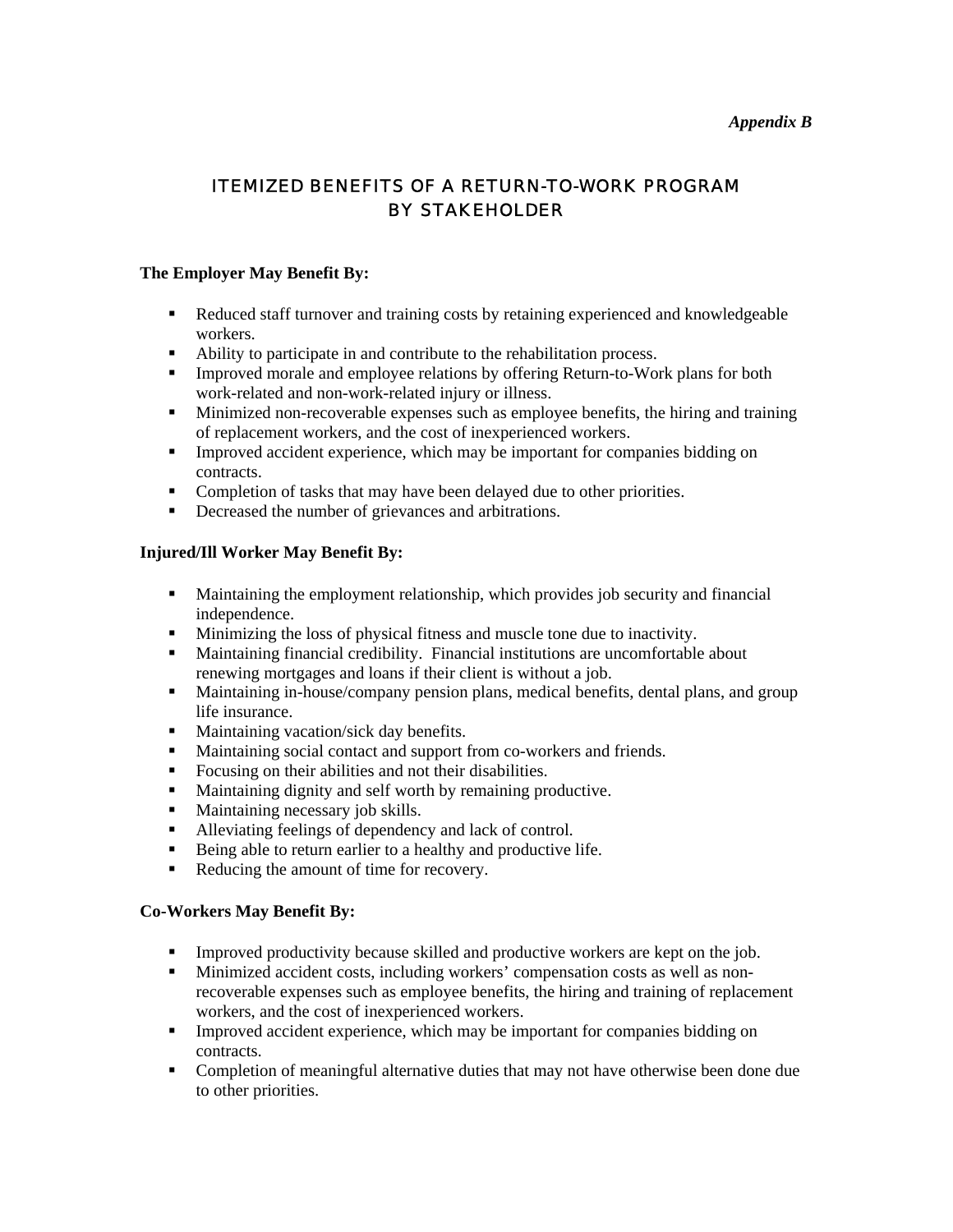*Appendix B*

# ITEMIZED BENEFITS OF A RETURN-TO-WORK PROGRAM BY STAKEHOLDER

**The Employer May Benefit By:**

- Reduced staff turnover and training costs by retaining experienced and knowledgeable workers.
- Ability to participate in and contribute to the rehabilitation process.
- Improved morale and employee relations by offering Return-to-Work plans for both work-related and non-work-related injury or illness.
- Minimized non-recoverable expenses such as employee benefits, the hiring and training of replacement workers, and the cost of inexperienced workers.
- Improved accident experience, which may be important for companies bidding on contracts.
- Completion of tasks that may have been delayed due to other priorities.
- Decreased the number of grievances and arbitrations.

**Injured/Ill Worker May Benefit By:**

- Maintaining the employment relationship, which provides job security and financial independence.
- Minimizing the loss of physical fitness and muscle tone due to inactivity.
- Maintaining financial credibility. Financial institutions are uncomfortable about renewing mortgages and loans if their client is without a job.
- Maintaining in-house/company pension plans, medical benefits, dental plans, and group life insurance.
- Maintaining vacation/sick day benefits.
- Maintaining social contact and support from co-workers and friends.
- Focusing on their abilities and not their disabilities.
- Maintaining dignity and self worth by remaining productive.
- Maintaining necessary job skills.
- Alleviating feelings of dependency and lack of control.
- Being able to return earlier to a healthy and productive life.
- Reducing the amount of time for recovery.

**Co-Workers May Benefit By:**

- Improved productivity because skilled and productive workers are kept on the job.
- Minimized accident costs, including workers' compensation costs as well as non-recoverable expenses such as employee benefits, the hiring and training of replacement workers, and the cost of inexperienced workers.
- Improved accident experience, which may be important for companies bidding on contracts.
- Completion of meaningful alternative duties that may not have otherwise been done due to other priorities.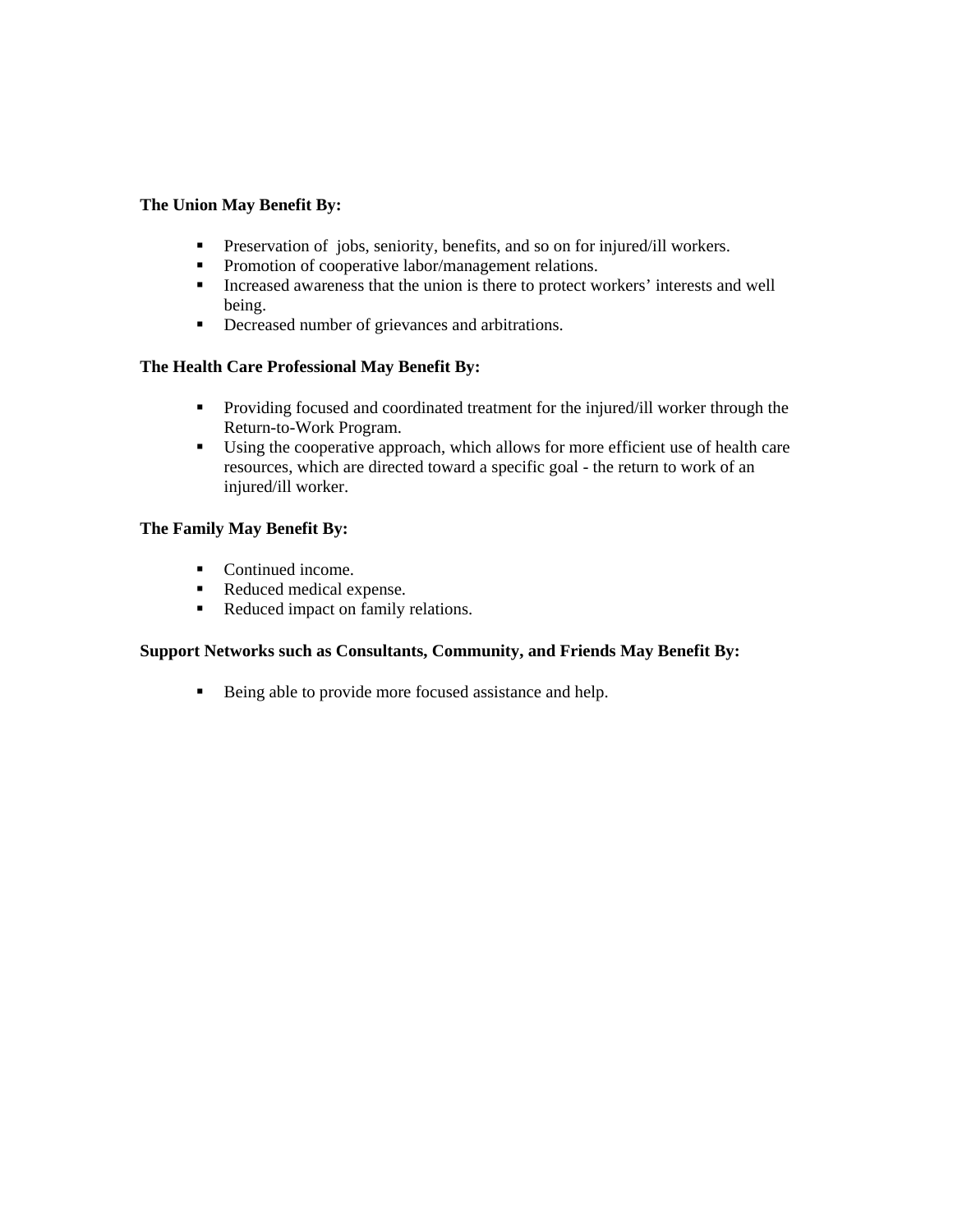**The Union May Benefit By:**

- Preservation of jobs, seniority, benefits, and so on for injured/ill workers.
- Promotion of cooperative labor/management relations.
- Increased awareness that the union is there to protect workers' interests and well being.
- Decreased number of grievances and arbitrations.

**The Health Care Professional May Benefit By:**

- Providing focused and coordinated treatment for the injured/ill worker through the Return-to-Work Program.
- Using the cooperative approach, which allows for more efficient use of health care resources, which are directed toward a specific goal - the return to work of an injured/ill worker.

**The Family May Benefit By:**

- Continued income.
- Reduced medical expense.
- Reduced impact on family relations.

**Support Networks such as Consultants, Community, and Friends May Benefit By:**

- Being able to provide more focused assistance and help.